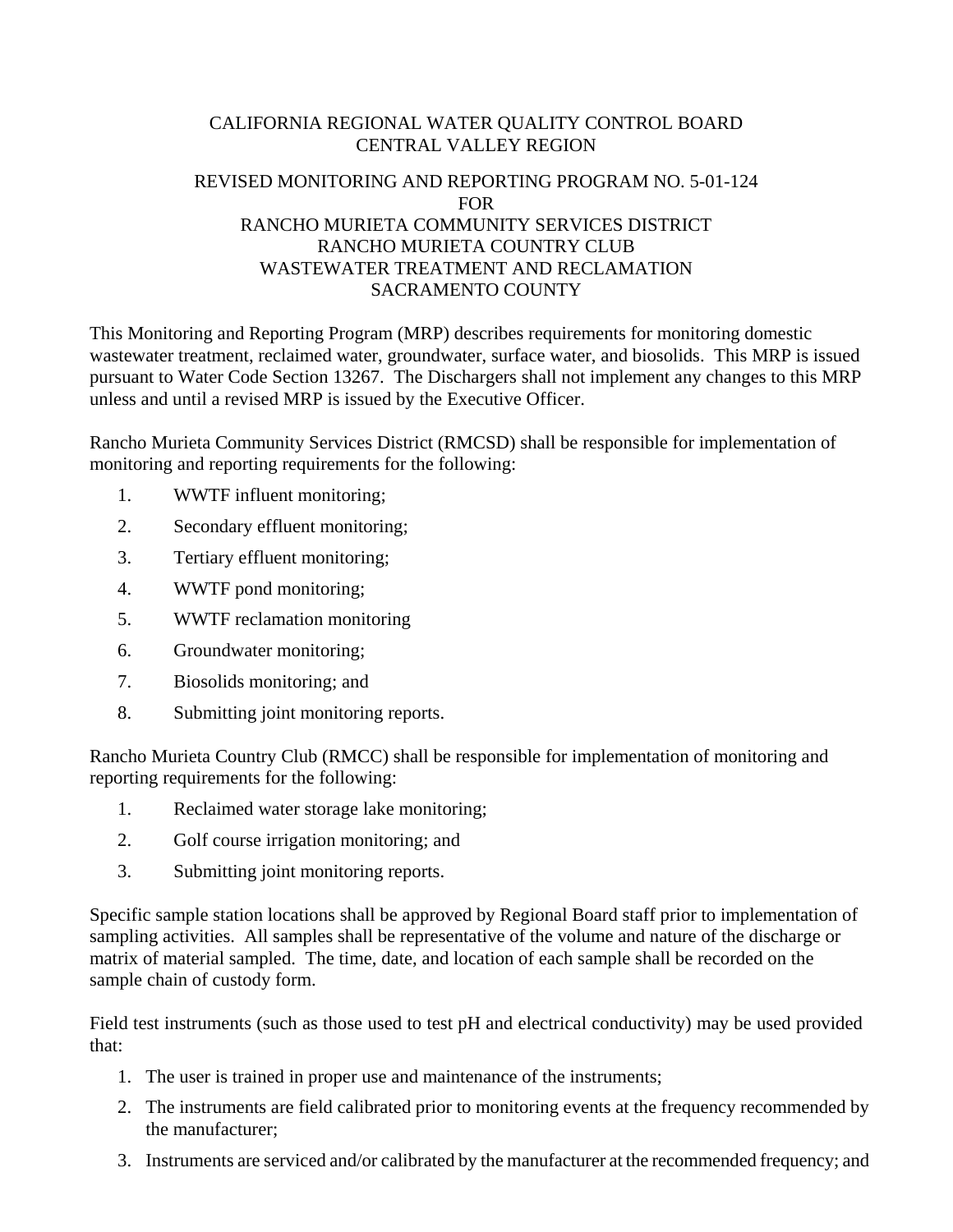CALIFORNIA REGIONAL WATER QUALITY CONTROL BOARD
CENTRAL VALLEY REGION

REVISED MONITORING AND REPORTING PROGRAM NO. 5-01-124
FOR
RANCHO MURIETA COMMUNITY SERVICES DISTRICT
RANCHO MURIETA COUNTRY CLUB
WASTEWATER TREATMENT AND RECLAMATION
SACRAMENTO COUNTY

This Monitoring and Reporting Program (MRP) describes requirements for monitoring domestic wastewater treatment, reclaimed water, groundwater, surface water, and biosolids. This MRP is issued pursuant to Water Code Section 13267. The Dischargers shall not implement any changes to this MRP unless and until a revised MRP is issued by the Executive Officer.

Rancho Murieta Community Services District (RMCSD) shall be responsible for implementation of monitoring and reporting requirements for the following:

1. WWTF influent monitoring;
2. Secondary effluent monitoring;
3. Tertiary effluent monitoring;
4. WWTF pond monitoring;
5. WWTF reclamation monitoring
6. Groundwater monitoring;
7. Biosolids monitoring; and
8. Submitting joint monitoring reports.

Rancho Murieta Country Club (RMCC) shall be responsible for implementation of monitoring and reporting requirements for the following:

1. Reclaimed water storage lake monitoring;
2. Golf course irrigation monitoring; and
3. Submitting joint monitoring reports.

Specific sample station locations shall be approved by Regional Board staff prior to implementation of sampling activities. All samples shall be representative of the volume and nature of the discharge or matrix of material sampled. The time, date, and location of each sample shall be recorded on the sample chain of custody form.

Field test instruments (such as those used to test pH and electrical conductivity) may be used provided that:

1. The user is trained in proper use and maintenance of the instruments;
2. The instruments are field calibrated prior to monitoring events at the frequency recommended by the manufacturer;
3. Instruments are serviced and/or calibrated by the manufacturer at the recommended frequency; and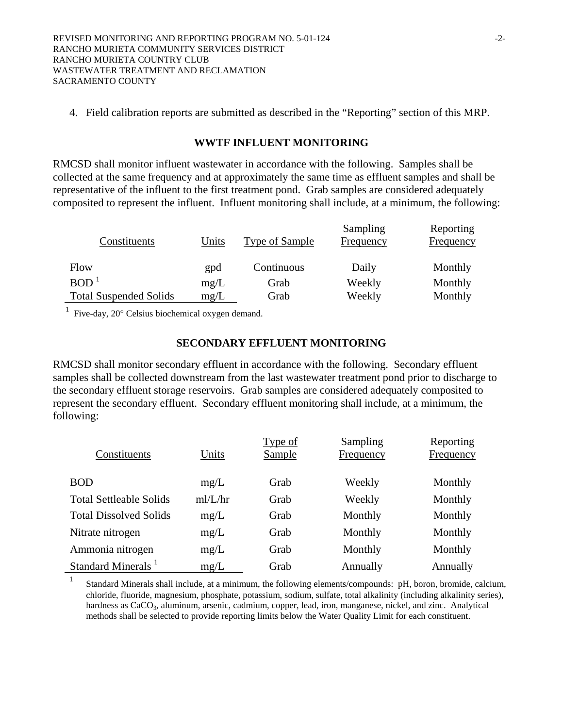4. Field calibration reports are submitted as described in the "Reporting" section of this MRP.

## WWTF INFLUENT MONITORING

RMCSD shall monitor influent wastewater in accordance with the following. Samples shall be collected at the same frequency and at approximately the same time as effluent samples and shall be representative of the influent to the first treatment pond. Grab samples are considered adequately composited to represent the influent. Influent monitoring shall include, at a minimum, the following:

| Constituents | Units | Type of Sample | Sampling Frequency | Reporting Frequency |
|---|---|---|---|---|
| Flow | gpd | Continuous | Daily | Monthly |
| BOD [1] | mg/L | Grab | Weekly | Monthly |
| Total Suspended Solids | mg/L | Grab | Weekly | Monthly |

[1] Five-day, 20° Celsius biochemical oxygen demand.

## SECONDARY EFFLUENT MONITORING

RMCSD shall monitor secondary effluent in accordance with the following. Secondary effluent samples shall be collected downstream from the last wastewater treatment pond prior to discharge to the secondary effluent storage reservoirs. Grab samples are considered adequately composited to represent the secondary effluent. Secondary effluent monitoring shall include, at a minimum, the following:

| Constituents | Units | Type of Sample | Sampling Frequency | Reporting Frequency |
|---|---|---|---|---|
| BOD | mg/L | Grab | Weekly | Monthly |
| Total Settleable Solids | ml/L/hr | Grab | Weekly | Monthly |
| Total Dissolved Solids | mg/L | Grab | Monthly | Monthly |
| Nitrate nitrogen | mg/L | Grab | Monthly | Monthly |
| Ammonia nitrogen | mg/L | Grab | Monthly | Monthly |
| Standard Minerals [1] | mg/L | Grab | Annually | Annually |

[1] Standard Minerals shall include, at a minimum, the following elements/compounds: pH, boron, bromide, calcium, chloride, fluoride, magnesium, phosphate, potassium, sodium, sulfate, total alkalinity (including alkalinity series), hardness as $CaCO_3$, aluminum, arsenic, cadmium, copper, lead, iron, manganese, nickel, and zinc. Analytical methods shall be selected to provide reporting limits below the Water Quality Limit for each constituent.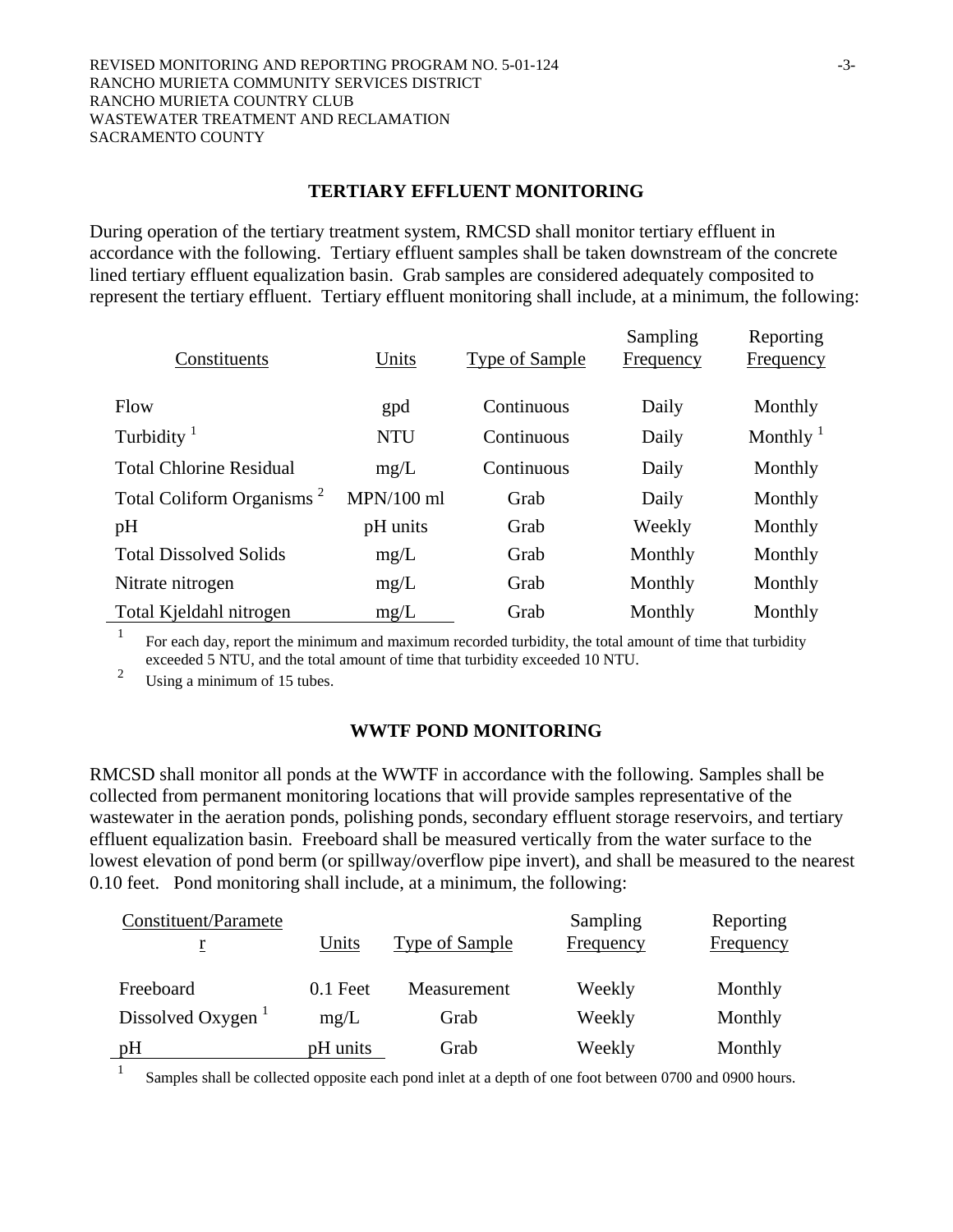## TERTIARY EFFLUENT MONITORING

During operation of the tertiary treatment system, RMCSD shall monitor tertiary effluent in accordance with the following. Tertiary effluent samples shall be taken downstream of the concrete lined tertiary effluent equalization basin. Grab samples are considered adequately composited to represent the tertiary effluent. Tertiary effluent monitoring shall include, at a minimum, the following:

| Constituents | Units | Type of Sample | Sampling Frequency | Reporting Frequency |
|---|---|---|---|---|
| Flow | gpd | Continuous | Daily | Monthly |
| Turbidity [1] | NTU | Continuous | Daily | Monthly [1] |
| Total Chlorine Residual | mg/L | Continuous | Daily | Monthly |
| Total Coliform Organisms [2] | MPN/100 ml | Grab | Daily | Monthly |
| pH | pH units | Grab | Weekly | Monthly |
| Total Dissolved Solids | mg/L | Grab | Monthly | Monthly |
| Nitrate nitrogen | mg/L | Grab | Monthly | Monthly |
| Total Kjeldahl nitrogen | mg/L | Grab | Monthly | Monthly |

[1] For each day, report the minimum and maximum recorded turbidity, the total amount of time that turbidity exceeded 5 NTU, and the total amount of time that turbidity exceeded 10 NTU.

[2] Using a minimum of 15 tubes.

## WWTF POND MONITORING

RMCSD shall monitor all ponds at the WWTF in accordance with the following. Samples shall be collected from permanent monitoring locations that will provide samples representative of the wastewater in the aeration ponds, polishing ponds, secondary effluent storage reservoirs, and tertiary effluent equalization basin. Freeboard shall be measured vertically from the water surface to the lowest elevation of pond berm (or spillway/overflow pipe invert), and shall be measured to the nearest 0.10 feet. Pond monitoring shall include, at a minimum, the following:

| Constituent/Parameter | Units | Type of Sample | Sampling Frequency | Reporting Frequency |
|---|---|---|---|---|
| Freeboard | 0.1 Feet | Measurement | Weekly | Monthly |
| Dissolved Oxygen [1] | mg/L | Grab | Weekly | Monthly |
| pH | pH units | Grab | Weekly | Monthly |

[1] Samples shall be collected opposite each pond inlet at a depth of one foot between 0700 and 0900 hours.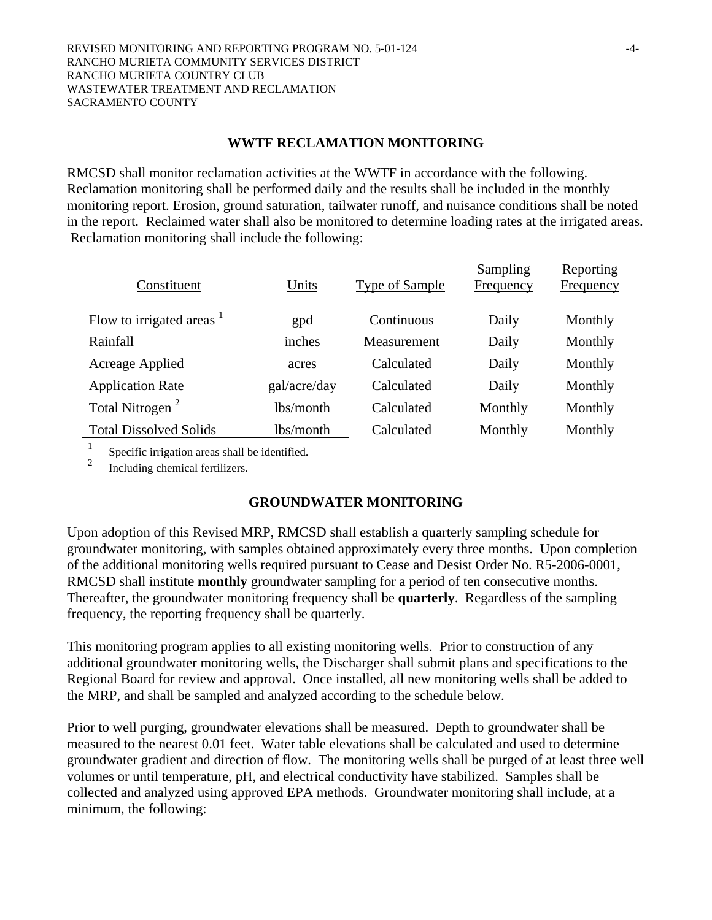## WWTF RECLAMATION MONITORING

RMCSD shall monitor reclamation activities at the WWTF in accordance with the following. Reclamation monitoring shall be performed daily and the results shall be included in the monthly monitoring report. Erosion, ground saturation, tailwater runoff, and nuisance conditions shall be noted in the report. Reclaimed water shall also be monitored to determine loading rates at the irrigated areas. Reclamation monitoring shall include the following:

| Constituent | Units | Type of Sample | Sampling Frequency | Reporting Frequency |
|---|---|---|---|---|
| Flow to irrigated areas [1] | gpd | Continuous | Daily | Monthly |
| Rainfall | inches | Measurement | Daily | Monthly |
| Acreage Applied | acres | Calculated | Daily | Monthly |
| Application Rate | gal/acre/day | Calculated | Daily | Monthly |
| Total Nitrogen [2] | lbs/month | Calculated | Monthly | Monthly |
| Total Dissolved Solids | lbs/month | Calculated | Monthly | Monthly |

[1] Specific irrigation areas shall be identified.
[2] Including chemical fertilizers.

## GROUNDWATER MONITORING

Upon adoption of this Revised MRP, RMCSD shall establish a quarterly sampling schedule for groundwater monitoring, with samples obtained approximately every three months. Upon completion of the additional monitoring wells required pursuant to Cease and Desist Order No. R5-2006-0001, RMCSD shall institute **monthly** groundwater sampling for a period of ten consecutive months. Thereafter, the groundwater monitoring frequency shall be **quarterly**. Regardless of the sampling frequency, the reporting frequency shall be quarterly.

This monitoring program applies to all existing monitoring wells. Prior to construction of any additional groundwater monitoring wells, the Discharger shall submit plans and specifications to the Regional Board for review and approval. Once installed, all new monitoring wells shall be added to the MRP, and shall be sampled and analyzed according to the schedule below.

Prior to well purging, groundwater elevations shall be measured. Depth to groundwater shall be measured to the nearest 0.01 feet. Water table elevations shall be calculated and used to determine groundwater gradient and direction of flow. The monitoring wells shall be purged of at least three well volumes or until temperature, pH, and electrical conductivity have stabilized. Samples shall be collected and analyzed using approved EPA methods. Groundwater monitoring shall include, at a minimum, the following: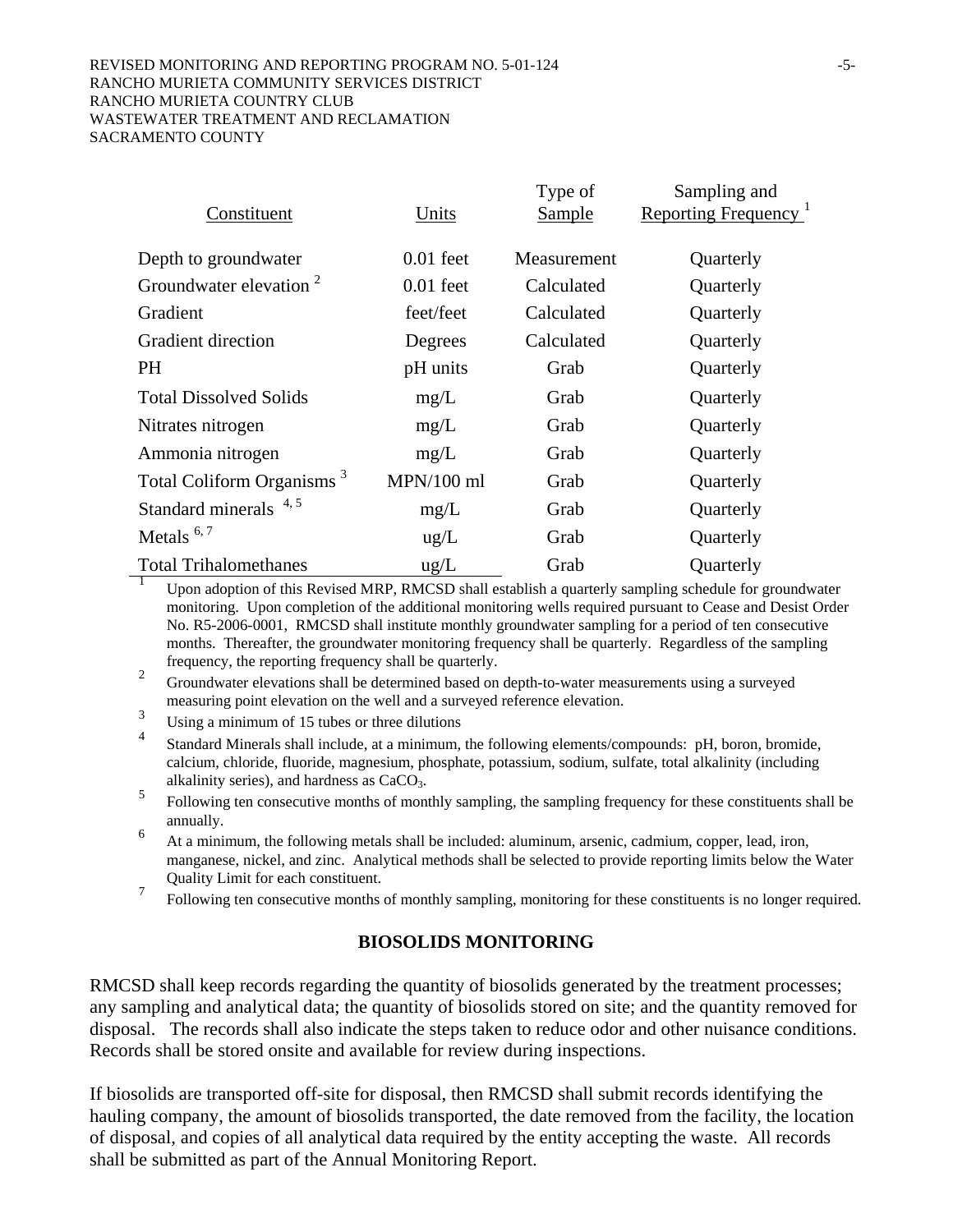| Constituent | Units | Type of Sample | Sampling and Reporting Frequency [1] |
|---|---|---|---|
| Depth to groundwater | 0.01 feet | Measurement | Quarterly |
| Groundwater elevation [2] | 0.01 feet | Calculated | Quarterly |
| Gradient | feet/feet | Calculated | Quarterly |
| Gradient direction | Degrees | Calculated | Quarterly |
| PH | pH units | Grab | Quarterly |
| Total Dissolved Solids | mg/L | Grab | Quarterly |
| Nitrates nitrogen | mg/L | Grab | Quarterly |
| Ammonia nitrogen | mg/L | Grab | Quarterly |
| Total Coliform Organisms [3] | MPN/100 ml | Grab | Quarterly |
| Standard minerals [4, 5] | mg/L | Grab | Quarterly |
| Metals [6, 7] | ug/L | Grab | Quarterly |
| Total Trihalomethanes | ug/L | Grab | Quarterly |

[1] Upon adoption of this Revised MRP, RMCSD shall establish a quarterly sampling schedule for groundwater monitoring. Upon completion of the additional monitoring wells required pursuant to Cease and Desist Order No. R5-2006-0001, RMCSD shall institute monthly groundwater sampling for a period of ten consecutive months. Thereafter, the groundwater monitoring frequency shall be quarterly. Regardless of the sampling frequency, the reporting frequency shall be quarterly.

[2] Groundwater elevations shall be determined based on depth-to-water measurements using a surveyed measuring point elevation on the well and a surveyed reference elevation.

[3] Using a minimum of 15 tubes or three dilutions

[4] Standard Minerals shall include, at a minimum, the following elements/compounds: pH, boron, bromide, calcium, chloride, fluoride, magnesium, phosphate, potassium, sodium, sulfate, total alkalinity (including alkalinity series), and hardness as $CaCO_3$.

[5] Following ten consecutive months of monthly sampling, the sampling frequency for these constituents shall be annually.

[6] At a minimum, the following metals shall be included: aluminum, arsenic, cadmium, copper, lead, iron, manganese, nickel, and zinc. Analytical methods shall be selected to provide reporting limits below the Water Quality Limit for each constituent.

[7] Following ten consecutive months of monthly sampling, monitoring for these constituents is no longer required.

## BIOSOLIDS MONITORING

RMCSD shall keep records regarding the quantity of biosolids generated by the treatment processes; any sampling and analytical data; the quantity of biosolids stored on site; and the quantity removed for disposal. The records shall also indicate the steps taken to reduce odor and other nuisance conditions. Records shall be stored onsite and available for review during inspections.

If biosolids are transported off-site for disposal, then RMCSD shall submit records identifying the hauling company, the amount of biosolids transported, the date removed from the facility, the location of disposal, and copies of all analytical data required by the entity accepting the waste. All records shall be submitted as part of the Annual Monitoring Report.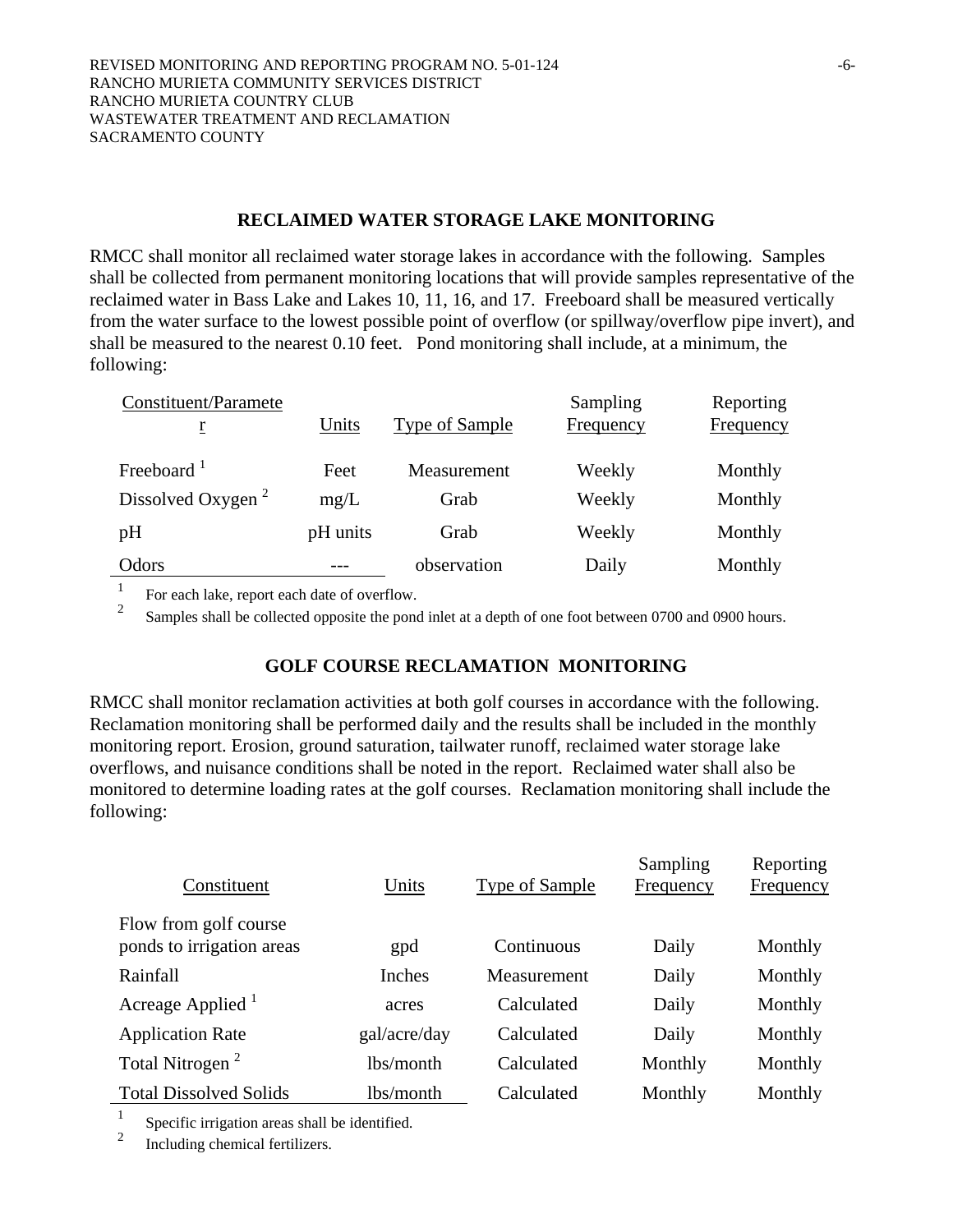## RECLAIMED WATER STORAGE LAKE MONITORING

RMCC shall monitor all reclaimed water storage lakes in accordance with the following. Samples shall be collected from permanent monitoring locations that will provide samples representative of the reclaimed water in Bass Lake and Lakes 10, 11, 16, and 17. Freeboard shall be measured vertically from the water surface to the lowest possible point of overflow (or spillway/overflow pipe invert), and shall be measured to the nearest 0.10 feet. Pond monitoring shall include, at a minimum, the following:

| Constituent/Parameter | Units | Type of Sample | Sampling Frequency | Reporting Frequency |
|---|---|---|---|---|
| Freeboard [1] | Feet | Measurement | Weekly | Monthly |
| Dissolved Oxygen [2] | mg/L | Grab | Weekly | Monthly |
| pH | pH units | Grab | Weekly | Monthly |
| Odors | --- | observation | Daily | Monthly |

[1] For each lake, report each date of overflow.
[2] Samples shall be collected opposite the pond inlet at a depth of one foot between 0700 and 0900 hours.

## GOLF COURSE RECLAMATION MONITORING

RMCC shall monitor reclamation activities at both golf courses in accordance with the following. Reclamation monitoring shall be performed daily and the results shall be included in the monthly monitoring report. Erosion, ground saturation, tailwater runoff, reclaimed water storage lake overflows, and nuisance conditions shall be noted in the report. Reclaimed water shall also be monitored to determine loading rates at the golf courses. Reclamation monitoring shall include the following:

| Constituent | Units | Type of Sample | Sampling Frequency | Reporting Frequency |
|---|---|---|---|---|
| Flow from golf course ponds to irrigation areas | gpd | Continuous | Daily | Monthly |
| Rainfall | Inches | Measurement | Daily | Monthly |
| Acreage Applied [1] | acres | Calculated | Daily | Monthly |
| Application Rate | gal/acre/day | Calculated | Daily | Monthly |
| Total Nitrogen [2] | lbs/month | Calculated | Monthly | Monthly |
| Total Dissolved Solids | lbs/month | Calculated | Monthly | Monthly |

[1] Specific irrigation areas shall be identified.
[2] Including chemical fertilizers.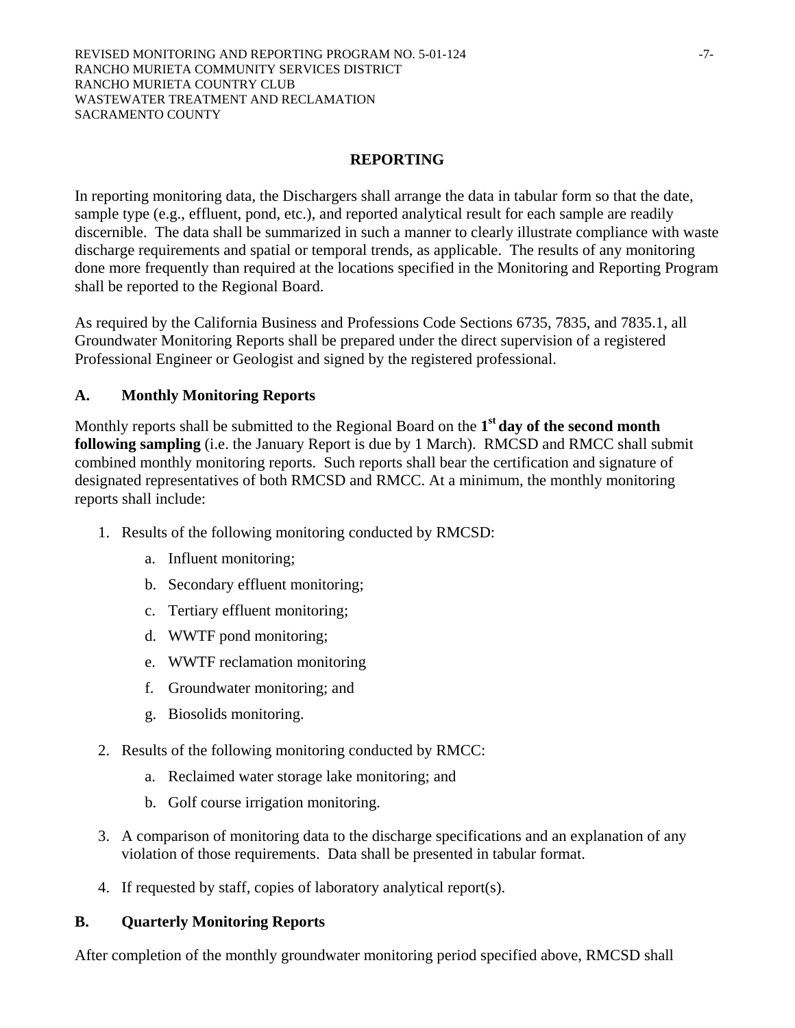## REPORTING

In reporting monitoring data, the Dischargers shall arrange the data in tabular form so that the date, sample type (e.g., effluent, pond, etc.), and reported analytical result for each sample are readily discernible. The data shall be summarized in such a manner to clearly illustrate compliance with waste discharge requirements and spatial or temporal trends, as applicable. The results of any monitoring done more frequently than required at the locations specified in the Monitoring and Reporting Program shall be reported to the Regional Board.

As required by the California Business and Professions Code Sections 6735, 7835, and 7835.1, all Groundwater Monitoring Reports shall be prepared under the direct supervision of a registered Professional Engineer or Geologist and signed by the registered professional.

### A. Monthly Monitoring Reports

Monthly reports shall be submitted to the Regional Board on the **1st day of the second month following sampling** (i.e. the January Report is due by 1 March). RMCSD and RMCC shall submit combined monthly monitoring reports. Such reports shall bear the certification and signature of designated representatives of both RMCSD and RMCC. At a minimum, the monthly monitoring reports shall include:

1. Results of the following monitoring conducted by RMCSD:
   a. Influent monitoring;
   b. Secondary effluent monitoring;
   c. Tertiary effluent monitoring;
   d. WWTF pond monitoring;
   e. WWTF reclamation monitoring
   f. Groundwater monitoring; and
   g. Biosolids monitoring.
2. Results of the following monitoring conducted by RMCC:
   a. Reclaimed water storage lake monitoring; and
   b. Golf course irrigation monitoring.
3. A comparison of monitoring data to the discharge specifications and an explanation of any violation of those requirements. Data shall be presented in tabular format.
4. If requested by staff, copies of laboratory analytical report(s).

### B. Quarterly Monitoring Reports

After completion of the monthly groundwater monitoring period specified above, RMCSD shall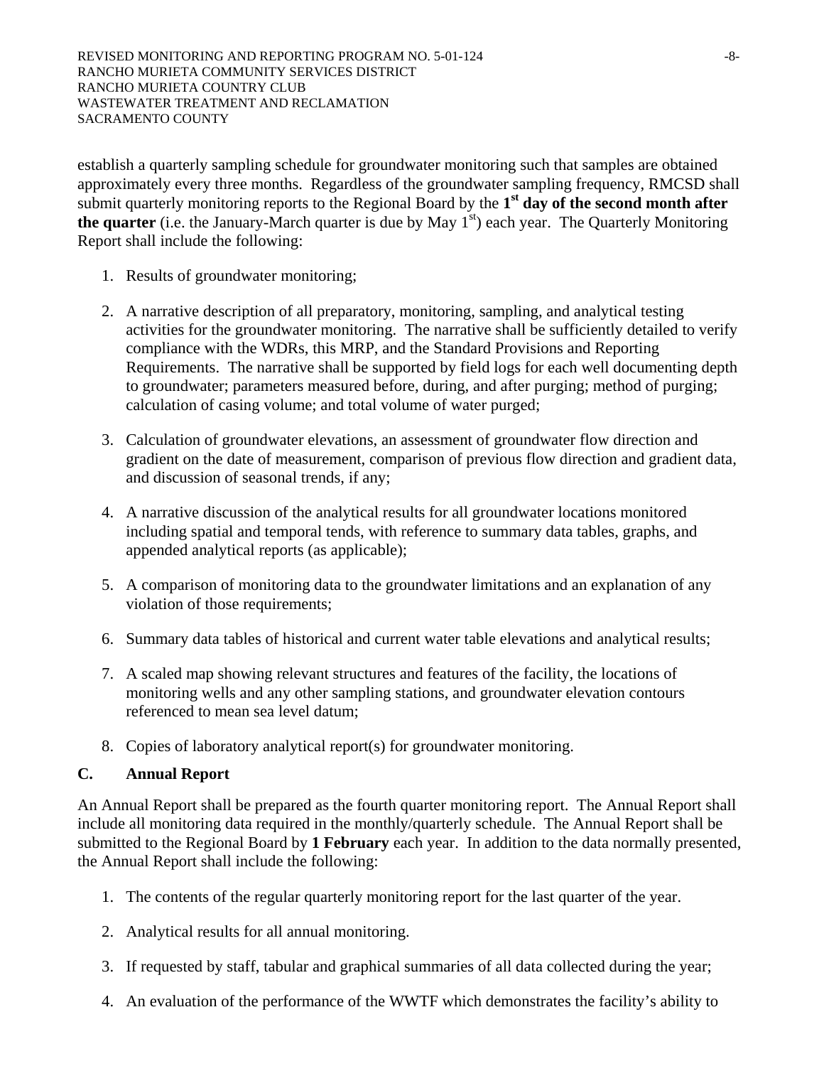establish a quarterly sampling schedule for groundwater monitoring such that samples are obtained approximately every three months. Regardless of the groundwater sampling frequency, RMCSD shall submit quarterly monitoring reports to the Regional Board by the **1st day of the second month after the quarter** (i.e. the January-March quarter is due by May 1st) each year. The Quarterly Monitoring Report shall include the following:

1. Results of groundwater monitoring;

2. A narrative description of all preparatory, monitoring, sampling, and analytical testing activities for the groundwater monitoring. The narrative shall be sufficiently detailed to verify compliance with the WDRs, this MRP, and the Standard Provisions and Reporting Requirements. The narrative shall be supported by field logs for each well documenting depth to groundwater; parameters measured before, during, and after purging; method of purging; calculation of casing volume; and total volume of water purged;

3. Calculation of groundwater elevations, an assessment of groundwater flow direction and gradient on the date of measurement, comparison of previous flow direction and gradient data, and discussion of seasonal trends, if any;

4. A narrative discussion of the analytical results for all groundwater locations monitored including spatial and temporal tends, with reference to summary data tables, graphs, and appended analytical reports (as applicable);

5. A comparison of monitoring data to the groundwater limitations and an explanation of any violation of those requirements;

6. Summary data tables of historical and current water table elevations and analytical results;

7. A scaled map showing relevant structures and features of the facility, the locations of monitoring wells and any other sampling stations, and groundwater elevation contours referenced to mean sea level datum;

8. Copies of laboratory analytical report(s) for groundwater monitoring.

## C. Annual Report

An Annual Report shall be prepared as the fourth quarter monitoring report. The Annual Report shall include all monitoring data required in the monthly/quarterly schedule. The Annual Report shall be submitted to the Regional Board by **1 February** each year. In addition to the data normally presented, the Annual Report shall include the following:

1. The contents of the regular quarterly monitoring report for the last quarter of the year.

2. Analytical results for all annual monitoring.

3. If requested by staff, tabular and graphical summaries of all data collected during the year;

4. An evaluation of the performance of the WWTF which demonstrates the facility's ability to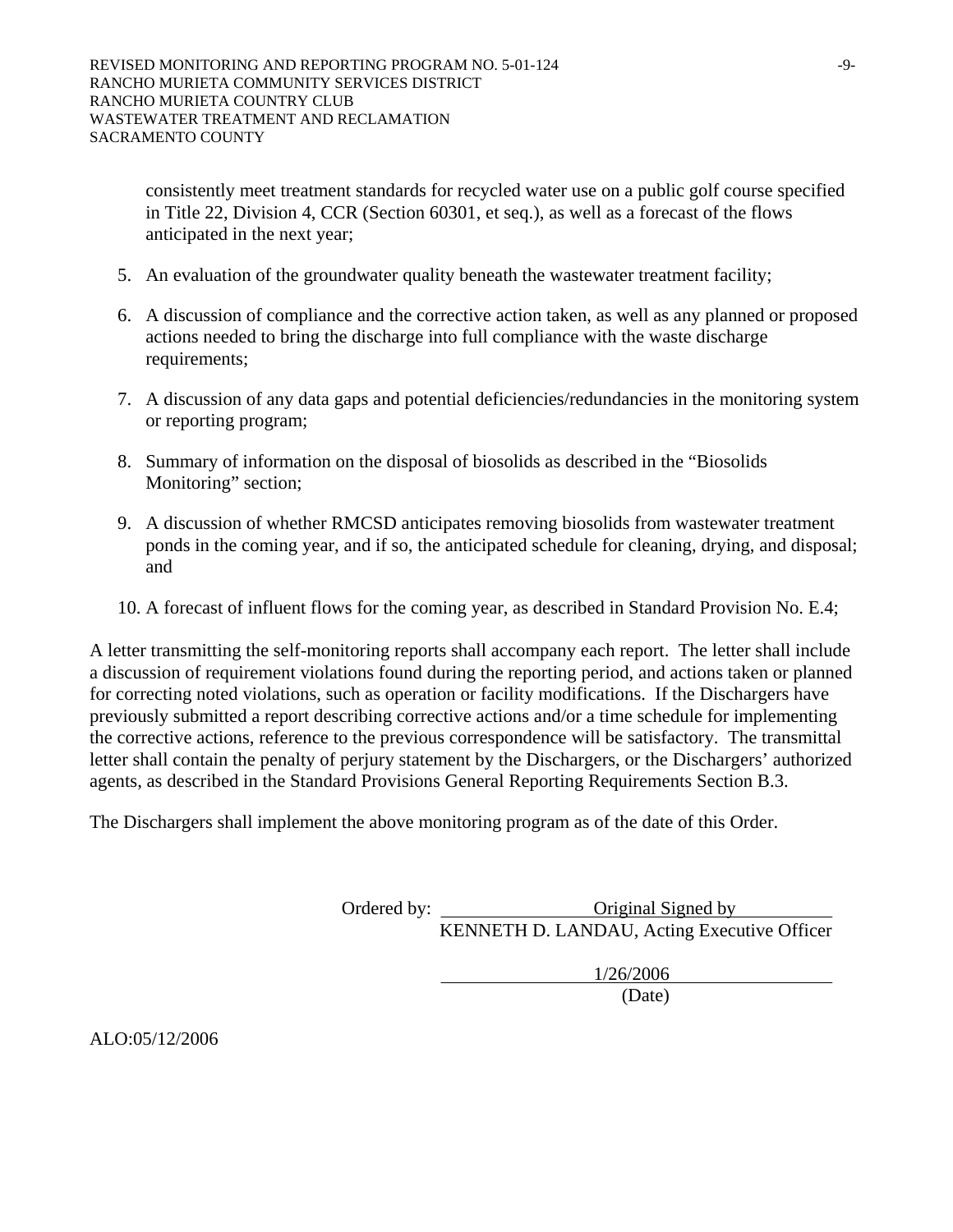consistently meet treatment standards for recycled water use on a public golf course specified in Title 22, Division 4, CCR (Section 60301, et seq.), as well as a forecast of the flows anticipated in the next year;

5. An evaluation of the groundwater quality beneath the wastewater treatment facility;

6. A discussion of compliance and the corrective action taken, as well as any planned or proposed actions needed to bring the discharge into full compliance with the waste discharge requirements;

7. A discussion of any data gaps and potential deficiencies/redundancies in the monitoring system or reporting program;

8. Summary of information on the disposal of biosolids as described in the "Biosolids Monitoring" section;

9. A discussion of whether RMCSD anticipates removing biosolids from wastewater treatment ponds in the coming year, and if so, the anticipated schedule for cleaning, drying, and disposal; and

10. A forecast of influent flows for the coming year, as described in Standard Provision No. E.4;

A letter transmitting the self-monitoring reports shall accompany each report. The letter shall include a discussion of requirement violations found during the reporting period, and actions taken or planned for correcting noted violations, such as operation or facility modifications. If the Dischargers have previously submitted a report describing corrective actions and/or a time schedule for implementing the corrective actions, reference to the previous correspondence will be satisfactory. The transmittal letter shall contain the penalty of perjury statement by the Dischargers, or the Dischargers' authorized agents, as described in the Standard Provisions General Reporting Requirements Section B.3.

The Dischargers shall implement the above monitoring program as of the date of this Order.

Ordered by: Original Signed by
KENNETH D. LANDAU, Acting Executive Officer

1/26/2006
(Date)

ALO:05/12/2006